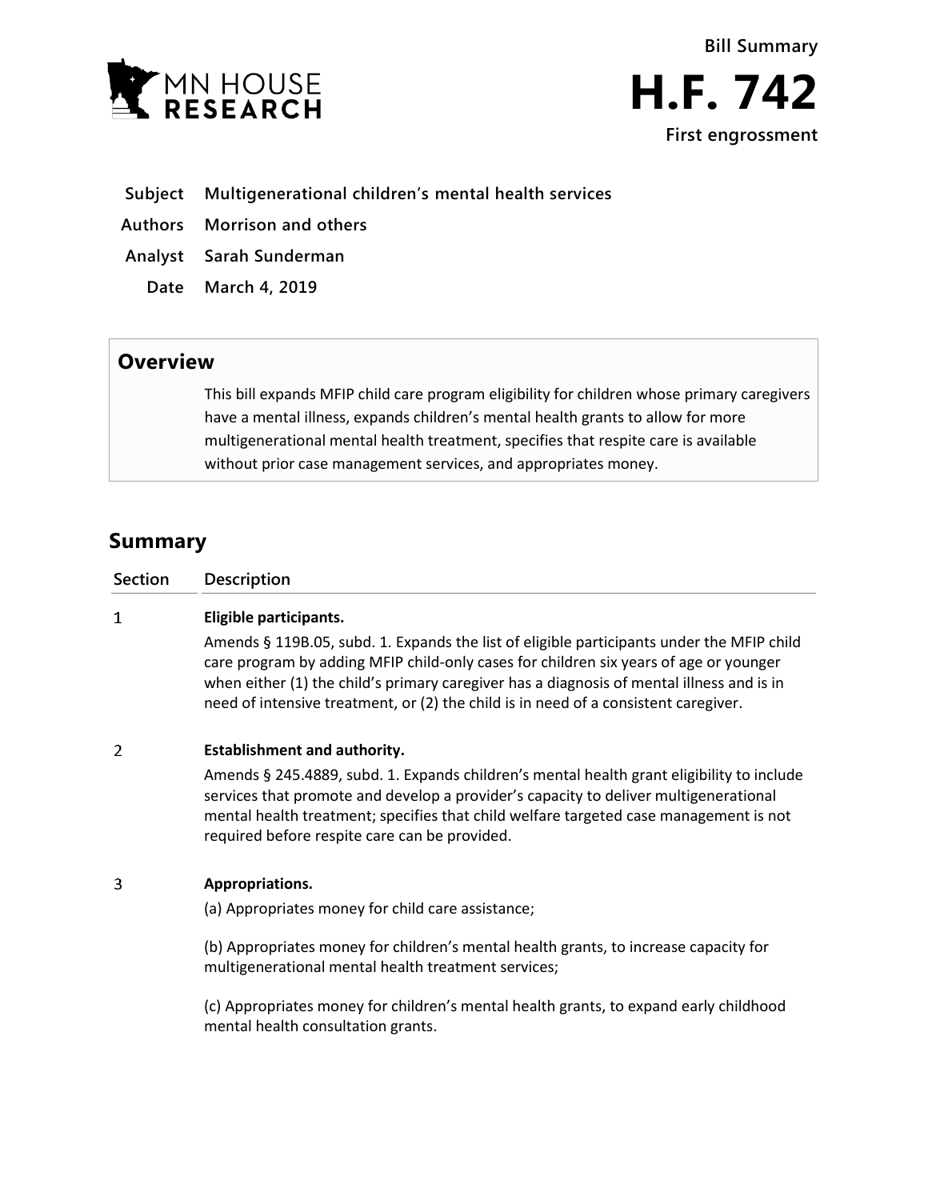MN HOUSE RESEARCH

**Bill Summary**

# H.F. 742

**First engrossment**

| | |
|---|---|
| **Subject** | **Multigenerational children's mental health services** |
| **Authors** | **Morrison and others** |
| **Analyst** | **Sarah Sunderman** |
| **Date** | **March 4, 2019** |

## Overview

This bill expands MFIP child care program eligibility for children whose primary caregivers have a mental illness, expands children's mental health grants to allow for more multigenerational mental health treatment, specifies that respite care is available without prior case management services, and appropriates money.

## Summary

| Section | Description |
|---|---|
| 1 | **Eligible participants.**<br>Amends § 119B.05, subd. 1. Expands the list of eligible participants under the MFIP child care program by adding MFIP child-only cases for children six years of age or younger when either (1) the child's primary caregiver has a diagnosis of mental illness and is in need of intensive treatment, or (2) the child is in need of a consistent caregiver. |
| 2 | **Establishment and authority.**<br>Amends § 245.4889, subd. 1. Expands children's mental health grant eligibility to include services that promote and develop a provider's capacity to deliver multigenerational mental health treatment; specifies that child welfare targeted case management is not required before respite care can be provided. |
| 3 | **Appropriations.**<br>(a) Appropriates money for child care assistance;<br><br>(b) Appropriates money for children's mental health grants, to increase capacity for multigenerational mental health treatment services;<br><br>(c) Appropriates money for children's mental health grants, to expand early childhood mental health consultation grants. |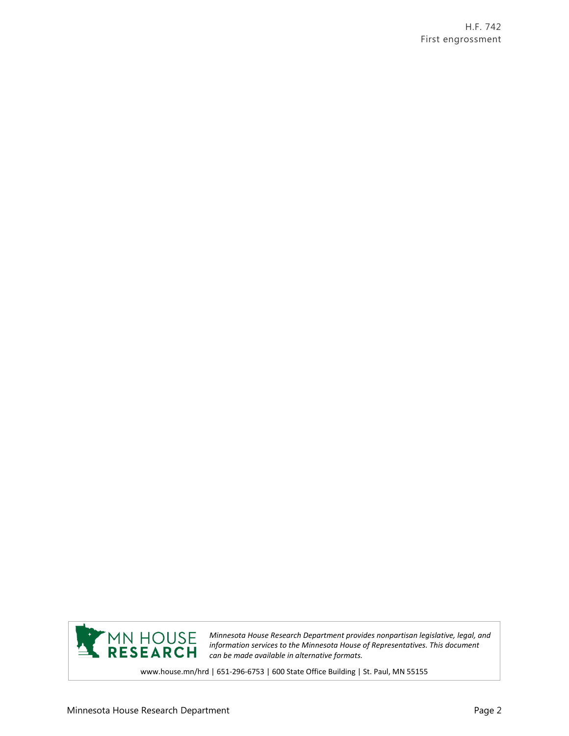Minnesota House Research Department provides nonpartisan legislative, legal, and information services to the Minnesota House of Representatives. This document can be made available in alternative formats.

www.house.mn/hrd | 651-296-6753 | 600 State Office Building | St. Paul, MN 55155